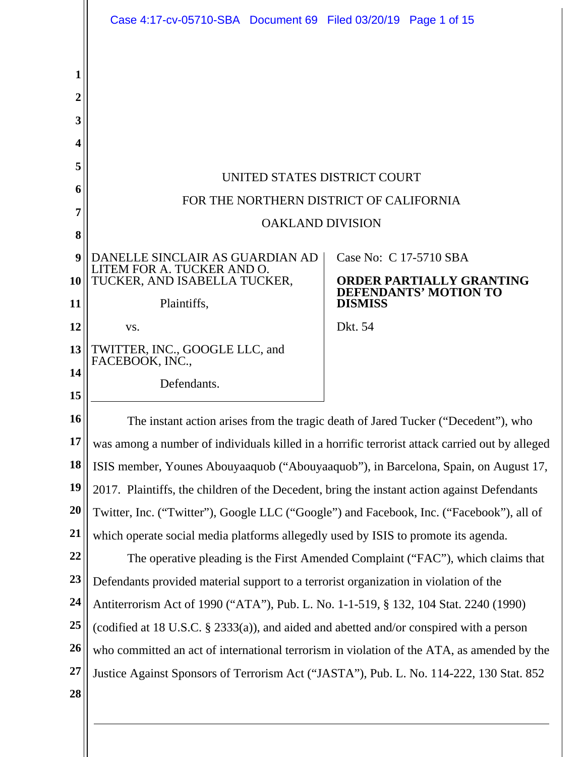UNITED STATES DISTRICT COURT

FOR THE NORTHERN DISTRICT OF CALIFORNIA

OAKLAND DIVISION

| | |
|---|---|
| DANELLE SINCLAIR AS GUARDIAN AD LITEM FOR A. TUCKER AND O. TUCKER, AND ISABELLA TUCKER,<br><br>Plaintiffs,<br><br>vs.<br><br>TWITTER, INC., GOOGLE LLC, and FACEBOOK, INC.,<br><br>Defendants. | Case No: C 17-5710 SBA<br><br>**ORDER PARTIALLY GRANTING DEFENDANTS' MOTION TO DISMISS**<br><br>Dkt. 54 |

The instant action arises from the tragic death of Jared Tucker ("Decedent"), who was among a number of individuals killed in a horrific terrorist attack carried out by alleged ISIS member, Younes Abouyaaquob ("Abouyaaquob"), in Barcelona, Spain, on August 17, 2017. Plaintiffs, the children of the Decedent, bring the instant action against Defendants Twitter, Inc. ("Twitter"), Google LLC ("Google") and Facebook, Inc. ("Facebook"), all of which operate social media platforms allegedly used by ISIS to promote its agenda.

The operative pleading is the First Amended Complaint ("FAC"), which claims that Defendants provided material support to a terrorist organization in violation of the Antiterrorism Act of 1990 ("ATA"), Pub. L. No. 1-1-519, § 132, 104 Stat. 2240 (1990) (codified at 18 U.S.C. § 2333(a)), and aided and abetted and/or conspired with a person who committed an act of international terrorism in violation of the ATA, as amended by the Justice Against Sponsors of Terrorism Act ("JASTA"), Pub. L. No. 114-222, 130 Stat. 852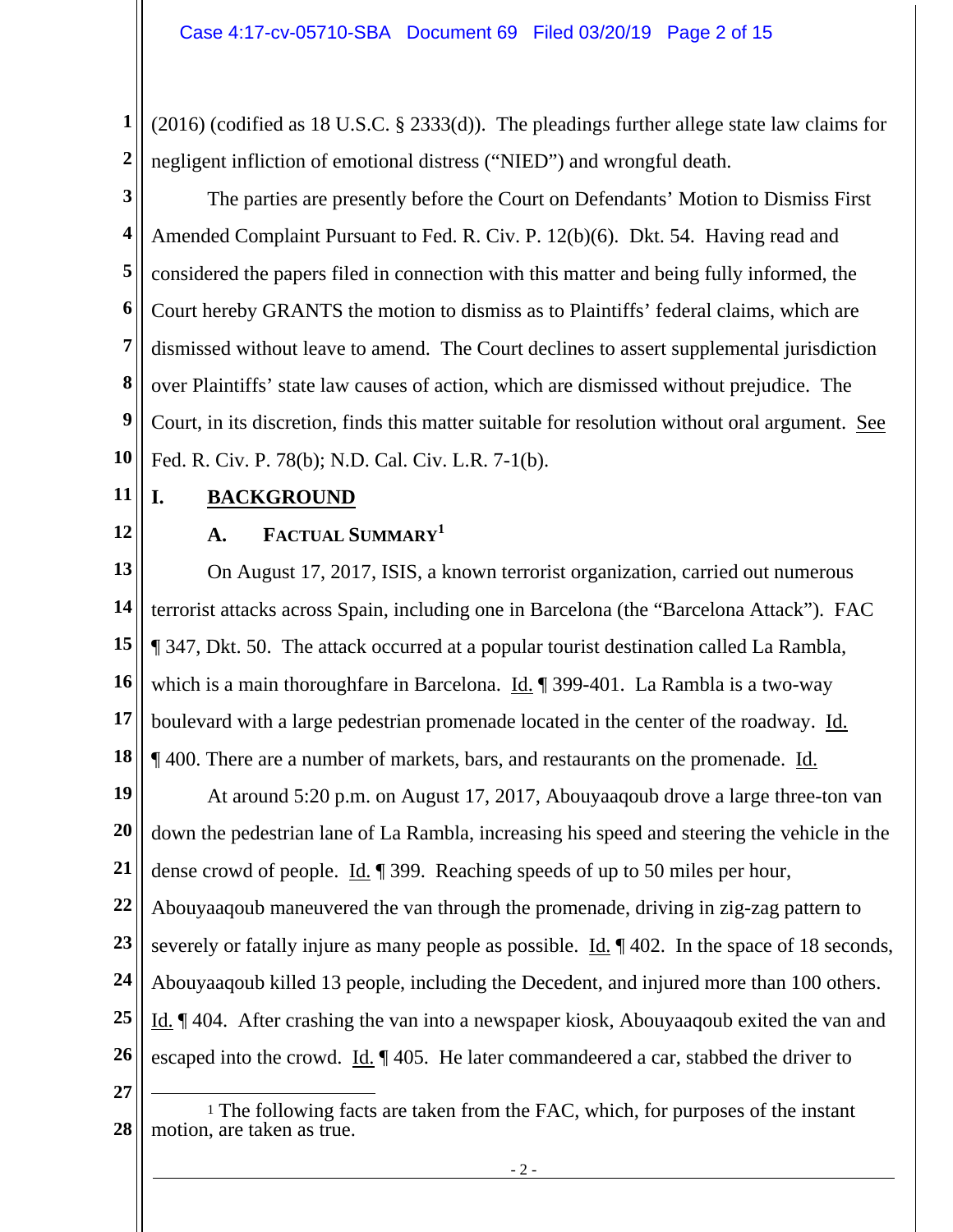(2016) (codified as 18 U.S.C. § 2333(d)). The pleadings further allege state law claims for negligent infliction of emotional distress ("NIED") and wrongful death.

The parties are presently before the Court on Defendants' Motion to Dismiss First Amended Complaint Pursuant to Fed. R. Civ. P. 12(b)(6). Dkt. 54. Having read and considered the papers filed in connection with this matter and being fully informed, the Court hereby GRANTS the motion to dismiss as to Plaintiffs' federal claims, which are dismissed without leave to amend. The Court declines to assert supplemental jurisdiction over Plaintiffs' state law causes of action, which are dismissed without prejudice. The Court, in its discretion, finds this matter suitable for resolution without oral argument. See Fed. R. Civ. P. 78(b); N.D. Cal. Civ. L.R. 7-1(b).

# I. BACKGROUND

## A. FACTUAL SUMMARY[1]

On August 17, 2017, ISIS, a known terrorist organization, carried out numerous terrorist attacks across Spain, including one in Barcelona (the "Barcelona Attack"). FAC ¶ 347, Dkt. 50. The attack occurred at a popular tourist destination called La Rambla, which is a main thoroughfare in Barcelona. Id. ¶ 399-401. La Rambla is a two-way boulevard with a large pedestrian promenade located in the center of the roadway. Id. ¶ 400. There are a number of markets, bars, and restaurants on the promenade. Id.

At around 5:20 p.m. on August 17, 2017, Abouyaaqoub drove a large three-ton van down the pedestrian lane of La Rambla, increasing his speed and steering the vehicle in the dense crowd of people. Id. ¶ 399. Reaching speeds of up to 50 miles per hour, Abouyaaqoub maneuvered the van through the promenade, driving in zig-zag pattern to severely or fatally injure as many people as possible. Id. ¶ 402. In the space of 18 seconds, Abouyaaqoub killed 13 people, including the Decedent, and injured more than 100 others. Id. ¶ 404. After crashing the van into a newspaper kiosk, Abouyaaqoub exited the van and escaped into the crowd. Id. ¶ 405. He later commandeered a car, stabbed the driver to

---

[1] The following facts are taken from the FAC, which, for purposes of the instant motion, are taken as true.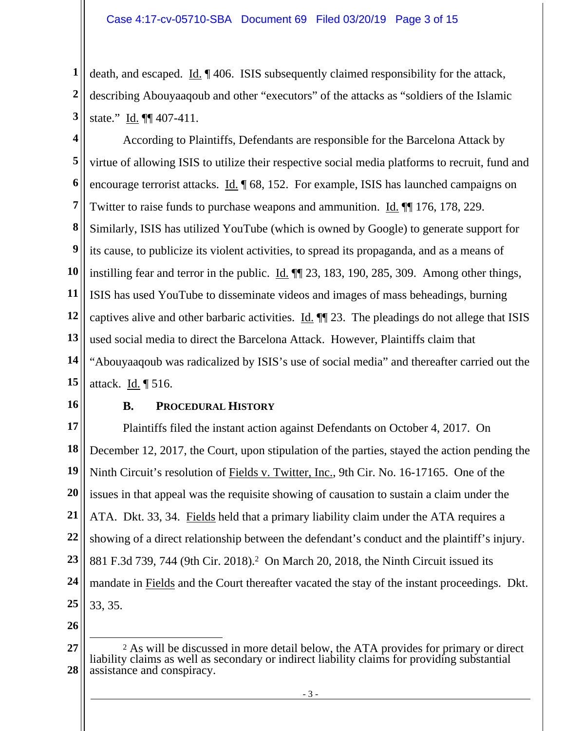death, and escaped. Id. ¶ 406. ISIS subsequently claimed responsibility for the attack, describing Abouyaaqoub and other "executors" of the attacks as "soldiers of the Islamic state." Id. ¶¶ 407-411.

According to Plaintiffs, Defendants are responsible for the Barcelona Attack by virtue of allowing ISIS to utilize their respective social media platforms to recruit, fund and encourage terrorist attacks. Id. ¶ 68, 152. For example, ISIS has launched campaigns on Twitter to raise funds to purchase weapons and ammunition. Id. ¶¶ 176, 178, 229. Similarly, ISIS has utilized YouTube (which is owned by Google) to generate support for its cause, to publicize its violent activities, to spread its propaganda, and as a means of instilling fear and terror in the public. Id. ¶¶ 23, 183, 190, 285, 309. Among other things, ISIS has used YouTube to disseminate videos and images of mass beheadings, burning captives alive and other barbaric activities. Id. ¶¶ 23. The pleadings do not allege that ISIS used social media to direct the Barcelona Attack. However, Plaintiffs claim that "Abouyaaqoub was radicalized by ISIS's use of social media" and thereafter carried out the attack. Id. ¶ 516.

### B. PROCEDURAL HISTORY

Plaintiffs filed the instant action against Defendants on October 4, 2017. On December 12, 2017, the Court, upon stipulation of the parties, stayed the action pending the Ninth Circuit's resolution of Fields v. Twitter, Inc., 9th Cir. No. 16-17165. One of the issues in that appeal was the requisite showing of causation to sustain a claim under the ATA. Dkt. 33, 34. Fields held that a primary liability claim under the ATA requires a showing of a direct relationship between the defendant's conduct and the plaintiff's injury. 881 F.3d 739, 744 (9th Cir. 2018).[2] On March 20, 2018, the Ninth Circuit issued its mandate in Fields and the Court thereafter vacated the stay of the instant proceedings. Dkt. 33, 35.

---

[2] As will be discussed in more detail below, the ATA provides for primary or direct liability claims as well as secondary or indirect liability claims for providing substantial assistance and conspiracy.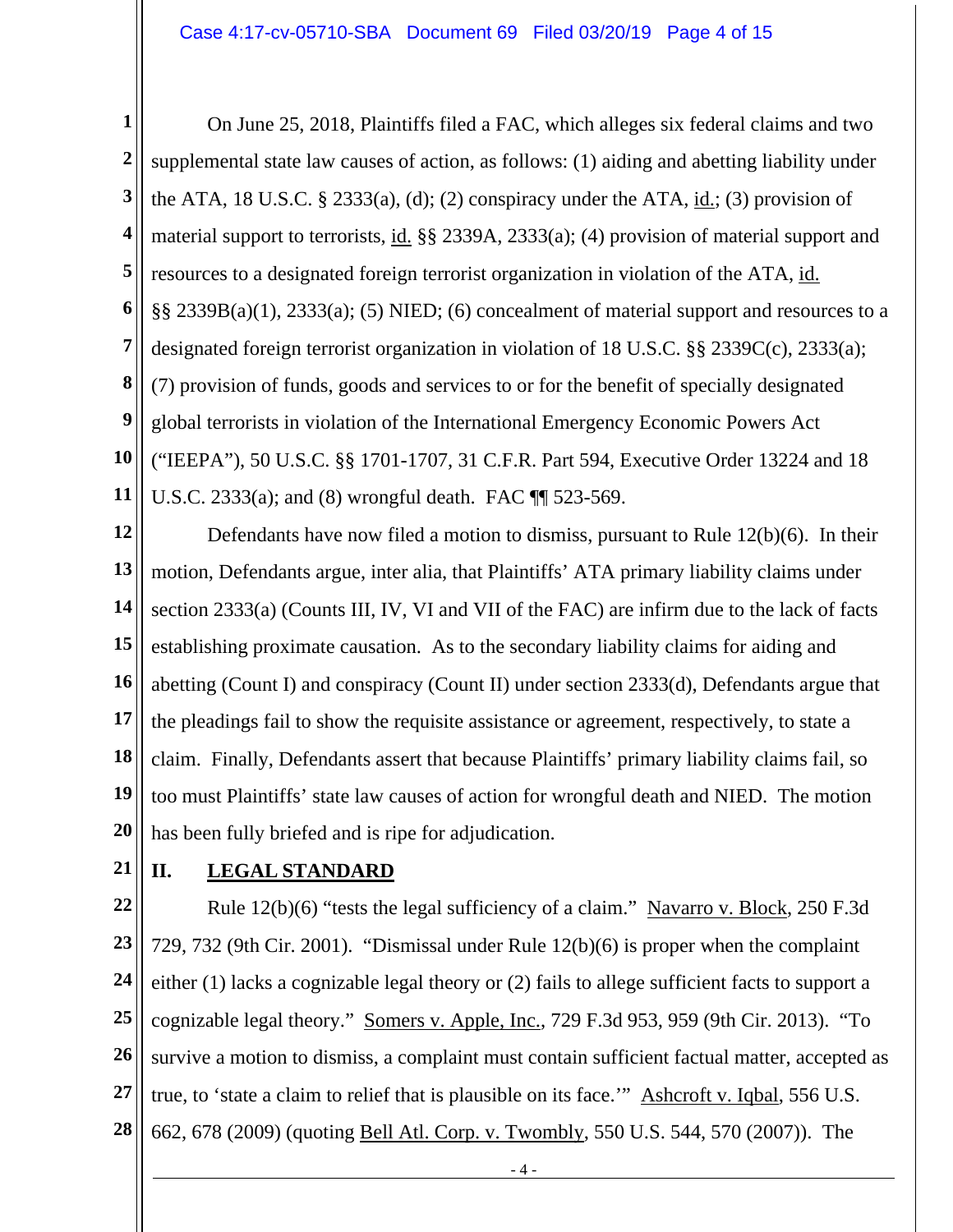On June 25, 2018, Plaintiffs filed a FAC, which alleges six federal claims and two supplemental state law causes of action, as follows: (1) aiding and abetting liability under the ATA, 18 U.S.C. § 2333(a), (d); (2) conspiracy under the ATA, id.; (3) provision of material support to terrorists, id. §§ 2339A, 2333(a); (4) provision of material support and resources to a designated foreign terrorist organization in violation of the ATA, id. §§ 2339B(a)(1), 2333(a); (5) NIED; (6) concealment of material support and resources to a designated foreign terrorist organization in violation of 18 U.S.C. §§ 2339C(c), 2333(a); (7) provision of funds, goods and services to or for the benefit of specially designated global terrorists in violation of the International Emergency Economic Powers Act ("IEEPA"), 50 U.S.C. §§ 1701-1707, 31 C.F.R. Part 594, Executive Order 13224 and 18 U.S.C. 2333(a); and (8) wrongful death. FAC ¶¶ 523-569.

Defendants have now filed a motion to dismiss, pursuant to Rule 12(b)(6). In their motion, Defendants argue, inter alia, that Plaintiffs' ATA primary liability claims under section 2333(a) (Counts III, IV, VI and VII of the FAC) are infirm due to the lack of facts establishing proximate causation. As to the secondary liability claims for aiding and abetting (Count I) and conspiracy (Count II) under section 2333(d), Defendants argue that the pleadings fail to show the requisite assistance or agreement, respectively, to state a claim. Finally, Defendants assert that because Plaintiffs' primary liability claims fail, so too must Plaintiffs' state law causes of action for wrongful death and NIED. The motion has been fully briefed and is ripe for adjudication.

## II. LEGAL STANDARD

Rule 12(b)(6) "tests the legal sufficiency of a claim." Navarro v. Block, 250 F.3d 729, 732 (9th Cir. 2001). "Dismissal under Rule 12(b)(6) is proper when the complaint either (1) lacks a cognizable legal theory or (2) fails to allege sufficient facts to support a cognizable legal theory." Somers v. Apple, Inc., 729 F.3d 953, 959 (9th Cir. 2013). "To survive a motion to dismiss, a complaint must contain sufficient factual matter, accepted as true, to 'state a claim to relief that is plausible on its face.'" Ashcroft v. Iqbal, 556 U.S. 662, 678 (2009) (quoting Bell Atl. Corp. v. Twombly, 550 U.S. 544, 570 (2007)). The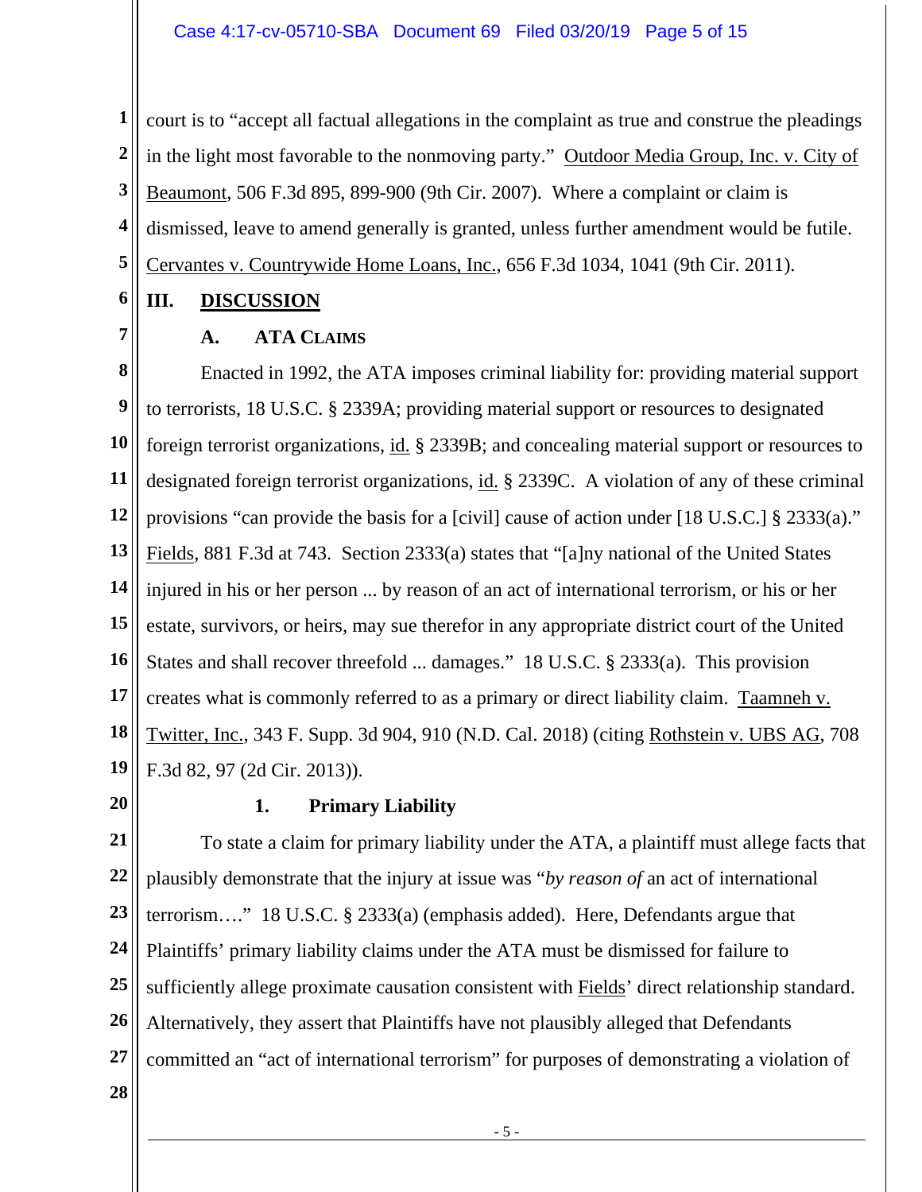court is to "accept all factual allegations in the complaint as true and construe the pleadings in the light most favorable to the nonmoving party." Outdoor Media Group, Inc. v. City of Beaumont, 506 F.3d 895, 899-900 (9th Cir. 2007). Where a complaint or claim is dismissed, leave to amend generally is granted, unless further amendment would be futile. Cervantes v. Countrywide Home Loans, Inc., 656 F.3d 1034, 1041 (9th Cir. 2011).

## III. DISCUSSION

### A. ATA CLAIMS

Enacted in 1992, the ATA imposes criminal liability for: providing material support to terrorists, 18 U.S.C. § 2339A; providing material support or resources to designated foreign terrorist organizations, id. § 2339B; and concealing material support or resources to designated foreign terrorist organizations, id. § 2339C. A violation of any of these criminal provisions "can provide the basis for a [civil] cause of action under [18 U.S.C.] § 2333(a)." Fields, 881 F.3d at 743. Section 2333(a) states that "[a]ny national of the United States injured in his or her person ... by reason of an act of international terrorism, or his or her estate, survivors, or heirs, may sue therefor in any appropriate district court of the United States and shall recover threefold ... damages." 18 U.S.C. § 2333(a). This provision creates what is commonly referred to as a primary or direct liability claim. Taamneh v. Twitter, Inc., 343 F. Supp. 3d 904, 910 (N.D. Cal. 2018) (citing Rothstein v. UBS AG, 708 F.3d 82, 97 (2d Cir. 2013)).

#### 1. Primary Liability

To state a claim for primary liability under the ATA, a plaintiff must allege facts that plausibly demonstrate that the injury at issue was "*by reason of* an act of international terrorism…." 18 U.S.C. § 2333(a) (emphasis added). Here, Defendants argue that Plaintiffs' primary liability claims under the ATA must be dismissed for failure to sufficiently allege proximate causation consistent with Fields' direct relationship standard. Alternatively, they assert that Plaintiffs have not plausibly alleged that Defendants committed an "act of international terrorism" for purposes of demonstrating a violation of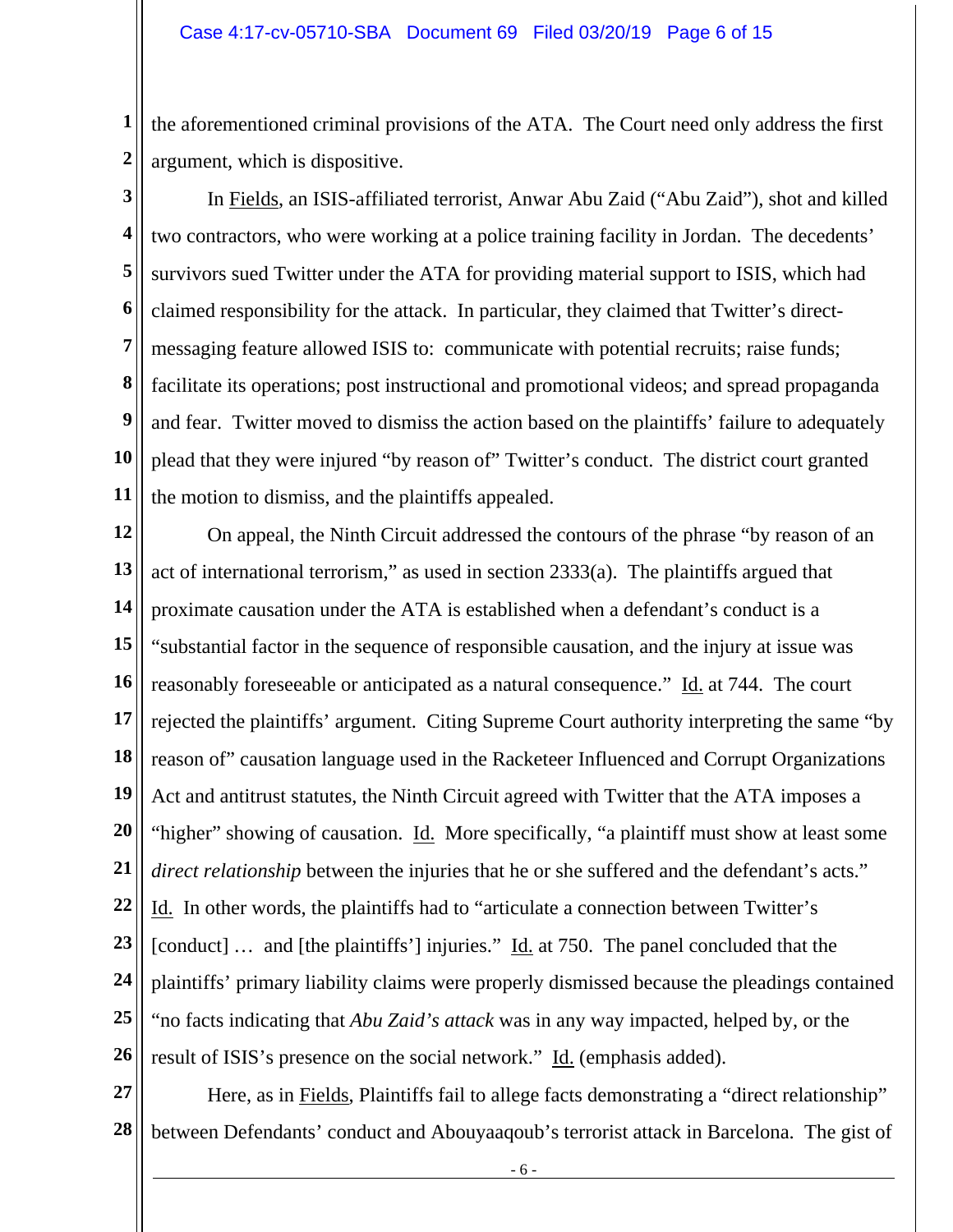the aforementioned criminal provisions of the ATA. The Court need only address the first argument, which is dispositive.

In Fields, an ISIS-affiliated terrorist, Anwar Abu Zaid ("Abu Zaid"), shot and killed two contractors, who were working at a police training facility in Jordan. The decedents' survivors sued Twitter under the ATA for providing material support to ISIS, which had claimed responsibility for the attack. In particular, they claimed that Twitter's direct-messaging feature allowed ISIS to: communicate with potential recruits; raise funds; facilitate its operations; post instructional and promotional videos; and spread propaganda and fear. Twitter moved to dismiss the action based on the plaintiffs' failure to adequately plead that they were injured "by reason of" Twitter's conduct. The district court granted the motion to dismiss, and the plaintiffs appealed.

On appeal, the Ninth Circuit addressed the contours of the phrase "by reason of an act of international terrorism," as used in section 2333(a). The plaintiffs argued that proximate causation under the ATA is established when a defendant's conduct is a "substantial factor in the sequence of responsible causation, and the injury at issue was reasonably foreseeable or anticipated as a natural consequence." Id. at 744. The court rejected the plaintiffs' argument. Citing Supreme Court authority interpreting the same "by reason of" causation language used in the Racketeer Influenced and Corrupt Organizations Act and antitrust statutes, the Ninth Circuit agreed with Twitter that the ATA imposes a "higher" showing of causation. Id. More specifically, "a plaintiff must show at least some *direct relationship* between the injuries that he or she suffered and the defendant's acts." Id. In other words, the plaintiffs had to "articulate a connection between Twitter's [conduct] … and [the plaintiffs'] injuries." Id. at 750. The panel concluded that the plaintiffs' primary liability claims were properly dismissed because the pleadings contained "no facts indicating that *Abu Zaid's attack* was in any way impacted, helped by, or the result of ISIS's presence on the social network." Id. (emphasis added).

Here, as in Fields, Plaintiffs fail to allege facts demonstrating a "direct relationship" between Defendants' conduct and Abouyaaqoub's terrorist attack in Barcelona. The gist of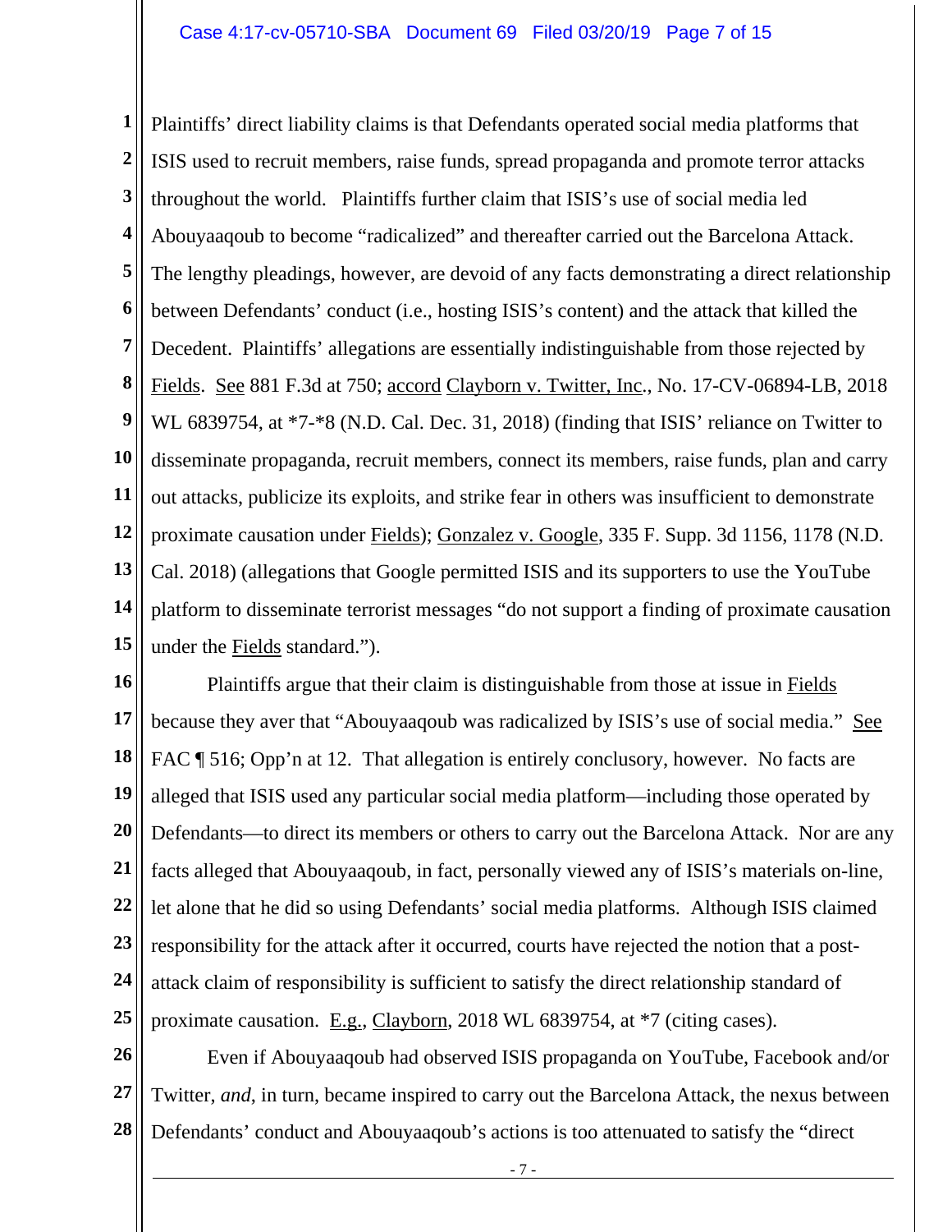Plaintiffs' direct liability claims is that Defendants operated social media platforms that ISIS used to recruit members, raise funds, spread propaganda and promote terror attacks throughout the world. Plaintiffs further claim that ISIS's use of social media led Abouyaaqoub to become "radicalized" and thereafter carried out the Barcelona Attack. The lengthy pleadings, however, are devoid of any facts demonstrating a direct relationship between Defendants' conduct (i.e., hosting ISIS's content) and the attack that killed the Decedent. Plaintiffs' allegations are essentially indistinguishable from those rejected by Fields. See 881 F.3d at 750; accord Clayborn v. Twitter, Inc., No. 17-CV-06894-LB, 2018 WL 6839754, at *7-*8 (N.D. Cal. Dec. 31, 2018) (finding that ISIS' reliance on Twitter to disseminate propaganda, recruit members, connect its members, raise funds, plan and carry out attacks, publicize its exploits, and strike fear in others was insufficient to demonstrate proximate causation under Fields); Gonzalez v. Google, 335 F. Supp. 3d 1156, 1178 (N.D. Cal. 2018) (allegations that Google permitted ISIS and its supporters to use the YouTube platform to disseminate terrorist messages "do not support a finding of proximate causation under the Fields standard.").

Plaintiffs argue that their claim is distinguishable from those at issue in Fields because they aver that "Abouyaaqoub was radicalized by ISIS's use of social media." See FAC ¶ 516; Opp'n at 12. That allegation is entirely conclusory, however. No facts are alleged that ISIS used any particular social media platform—including those operated by Defendants—to direct its members or others to carry out the Barcelona Attack. Nor are any facts alleged that Abouyaaqoub, in fact, personally viewed any of ISIS's materials on-line, let alone that he did so using Defendants' social media platforms. Although ISIS claimed responsibility for the attack after it occurred, courts have rejected the notion that a post-attack claim of responsibility is sufficient to satisfy the direct relationship standard of proximate causation. E.g., Clayborn, 2018 WL 6839754, at *7 (citing cases).

Even if Abouyaaqoub had observed ISIS propaganda on YouTube, Facebook and/or Twitter, *and*, in turn, became inspired to carry out the Barcelona Attack, the nexus between Defendants' conduct and Abouyaaqoub's actions is too attenuated to satisfy the "direct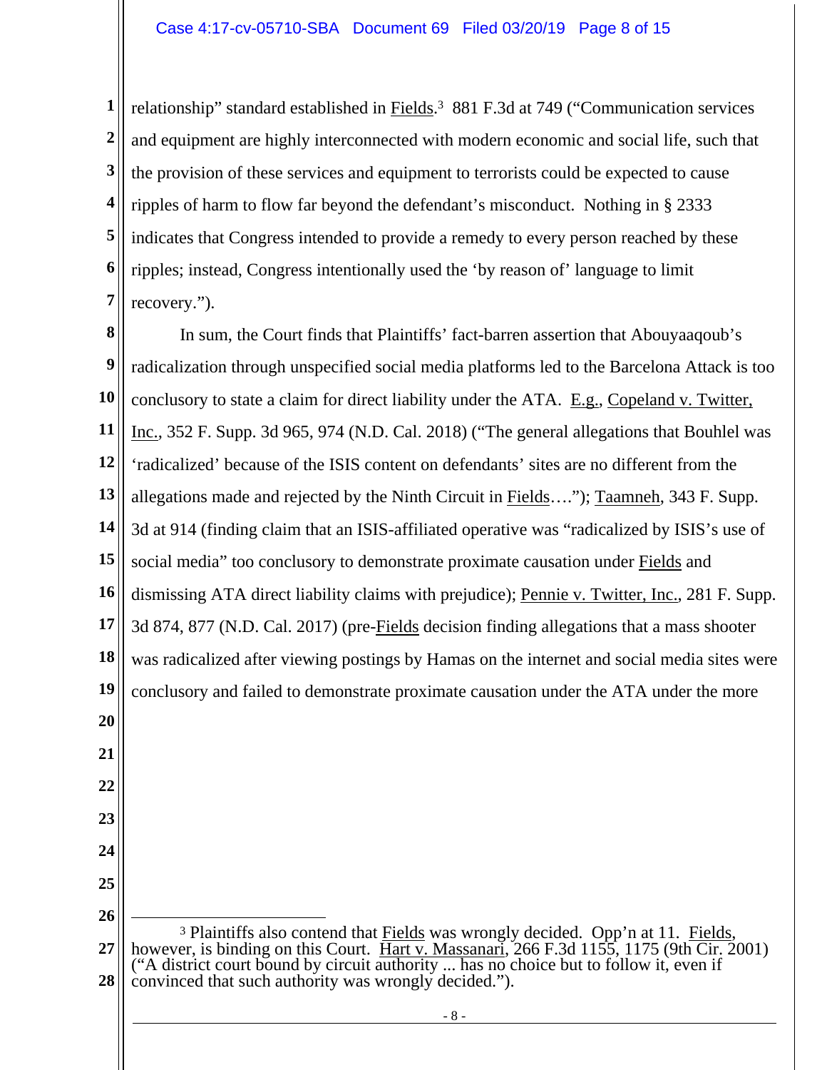relationship" standard established in Fields.[3] 881 F.3d at 749 ("Communication services and equipment are highly interconnected with modern economic and social life, such that the provision of these services and equipment to terrorists could be expected to cause ripples of harm to flow far beyond the defendant's misconduct. Nothing in § 2333 indicates that Congress intended to provide a remedy to every person reached by these ripples; instead, Congress intentionally used the 'by reason of' language to limit recovery.").

In sum, the Court finds that Plaintiffs' fact-barren assertion that Abouyaaqoub's radicalization through unspecified social media platforms led to the Barcelona Attack is too conclusory to state a claim for direct liability under the ATA. E.g., Copeland v. Twitter, Inc., 352 F. Supp. 3d 965, 974 (N.D. Cal. 2018) ("The general allegations that Bouhlel was 'radicalized' because of the ISIS content on defendants' sites are no different from the allegations made and rejected by the Ninth Circuit in Fields…."); Taamneh, 343 F. Supp. 3d at 914 (finding claim that an ISIS-affiliated operative was "radicalized by ISIS's use of social media" too conclusory to demonstrate proximate causation under Fields and dismissing ATA direct liability claims with prejudice); Pennie v. Twitter, Inc., 281 F. Supp. 3d 874, 877 (N.D. Cal. 2017) (pre-Fields decision finding allegations that a mass shooter was radicalized after viewing postings by Hamas on the internet and social media sites were conclusory and failed to demonstrate proximate causation under the ATA under the more

---

[3] Plaintiffs also contend that Fields was wrongly decided. Opp'n at 11. Fields, however, is binding on this Court. Hart v. Massanari, 266 F.3d 1155, 1175 (9th Cir. 2001) ("A district court bound by circuit authority ... has no choice but to follow it, even if convinced that such authority was wrongly decided.").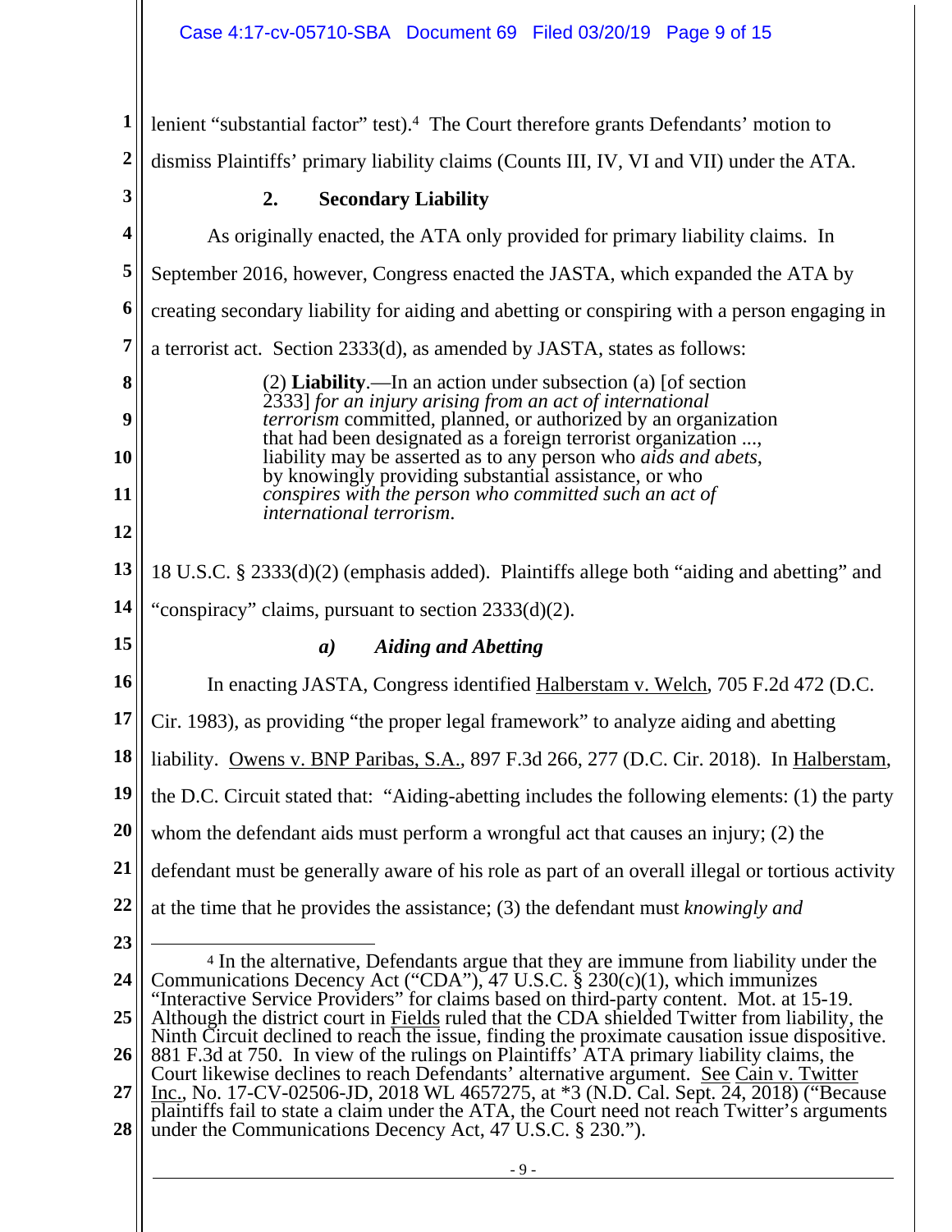lenient "substantial factor" test).[4] The Court therefore grants Defendants' motion to dismiss Plaintiffs' primary liability claims (Counts III, IV, VI and VII) under the ATA.

### 2. Secondary Liability

As originally enacted, the ATA only provided for primary liability claims. In September 2016, however, Congress enacted the JASTA, which expanded the ATA by creating secondary liability for aiding and abetting or conspiring with a person engaging in a terrorist act. Section 2333(d), as amended by JASTA, states as follows:

> (2) **Liability**.—In an action under subsection (a) [of section 2333] *for an injury arising from an act of international terrorism* committed, planned, or authorized by an organization that had been designated as a foreign terrorist organization ..., liability may be asserted as to any person who *aids and abets*, by knowingly providing substantial assistance, or who *conspires with the person who committed such an act of international terrorism*.

18 U.S.C. § 2333(d)(2) (emphasis added). Plaintiffs allege both "aiding and abetting" and "conspiracy" claims, pursuant to section 2333(d)(2).

#### *a) Aiding and Abetting*

In enacting JASTA, Congress identified Halberstam v. Welch, 705 F.2d 472 (D.C. Cir. 1983), as providing "the proper legal framework" to analyze aiding and abetting liability. Owens v. BNP Paribas, S.A., 897 F.3d 266, 277 (D.C. Cir. 2018). In Halberstam, the D.C. Circuit stated that: "Aiding-abetting includes the following elements: (1) the party whom the defendant aids must perform a wrongful act that causes an injury; (2) the defendant must be generally aware of his role as part of an overall illegal or tortious activity at the time that he provides the assistance; (3) the defendant must *knowingly and*

---

[4] In the alternative, Defendants argue that they are immune from liability under the Communications Decency Act ("CDA"), 47 U.S.C. § 230(c)(1), which immunizes "Interactive Service Providers" for claims based on third-party content. Mot. at 15-19. Although the district court in Fields ruled that the CDA shielded Twitter from liability, the Ninth Circuit declined to reach the issue, finding the proximate causation issue dispositive. 881 F.3d at 750. In view of the rulings on Plaintiffs' ATA primary liability claims, the Court likewise declines to reach Defendants' alternative argument. See Cain v. Twitter Inc., No. 17-CV-02506-JD, 2018 WL 4657275, at *3 (N.D. Cal. Sept. 24, 2018) ("Because plaintiffs fail to state a claim under the ATA, the Court need not reach Twitter's arguments under the Communications Decency Act, 47 U.S.C. § 230.").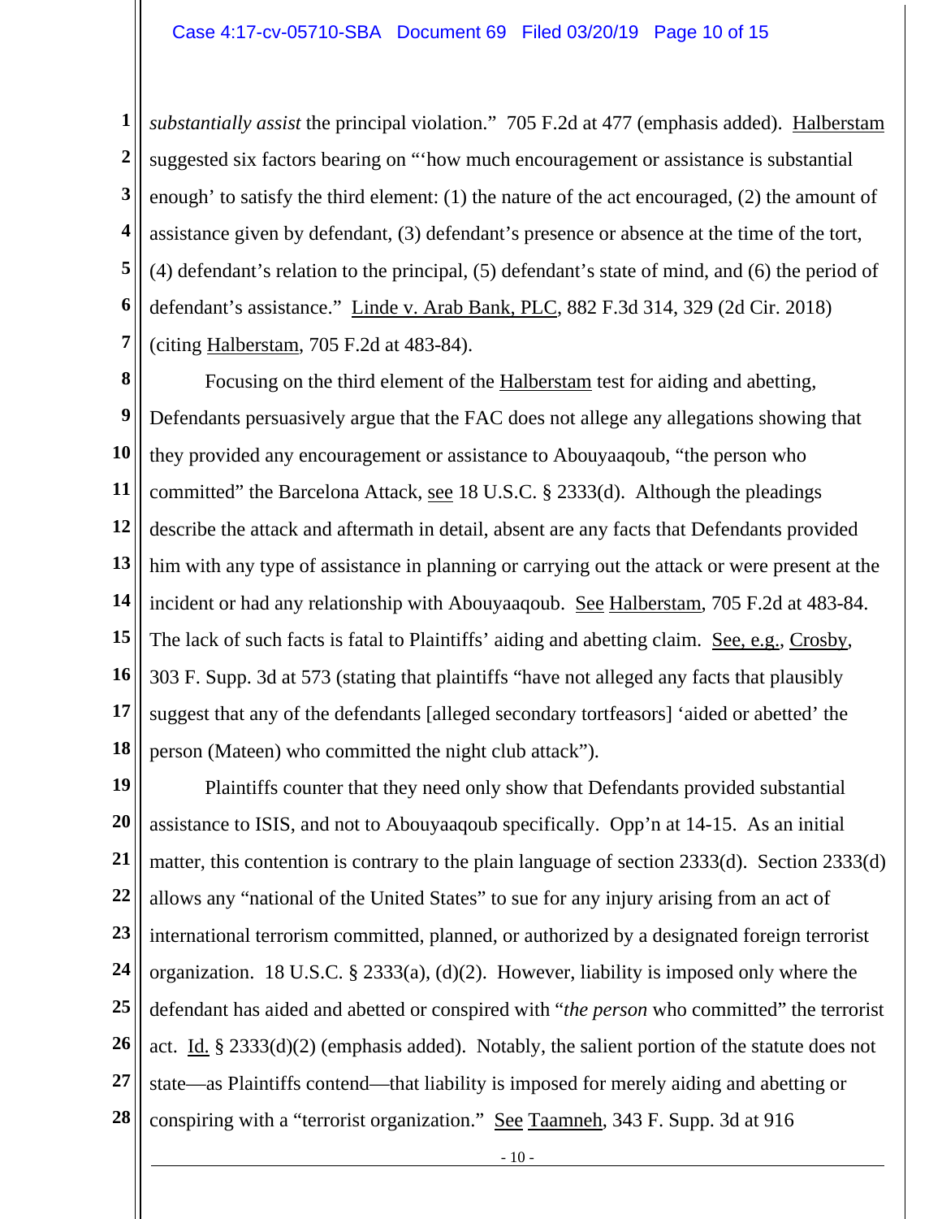*substantially assist* the principal violation." 705 F.2d at 477 (emphasis added). Halberstam suggested six factors bearing on "'how much encouragement or assistance is substantial enough' to satisfy the third element: (1) the nature of the act encouraged, (2) the amount of assistance given by defendant, (3) defendant's presence or absence at the time of the tort, (4) defendant's relation to the principal, (5) defendant's state of mind, and (6) the period of defendant's assistance." Linde v. Arab Bank, PLC, 882 F.3d 314, 329 (2d Cir. 2018) (citing Halberstam, 705 F.2d at 483-84).

Focusing on the third element of the Halberstam test for aiding and abetting, Defendants persuasively argue that the FAC does not allege any allegations showing that they provided any encouragement or assistance to Abouyaaqoub, "the person who committed" the Barcelona Attack, see 18 U.S.C. § 2333(d). Although the pleadings describe the attack and aftermath in detail, absent are any facts that Defendants provided him with any type of assistance in planning or carrying out the attack or were present at the incident or had any relationship with Abouyaaqoub. See Halberstam, 705 F.2d at 483-84. The lack of such facts is fatal to Plaintiffs' aiding and abetting claim. See, e.g., Crosby, 303 F. Supp. 3d at 573 (stating that plaintiffs "have not alleged any facts that plausibly suggest that any of the defendants [alleged secondary tortfeasors] 'aided or abetted' the person (Mateen) who committed the night club attack").

Plaintiffs counter that they need only show that Defendants provided substantial assistance to ISIS, and not to Abouyaaqoub specifically. Opp'n at 14-15. As an initial matter, this contention is contrary to the plain language of section 2333(d). Section 2333(d) allows any "national of the United States" to sue for any injury arising from an act of international terrorism committed, planned, or authorized by a designated foreign terrorist organization. 18 U.S.C. § 2333(a), (d)(2). However, liability is imposed only where the defendant has aided and abetted or conspired with "*the person* who committed" the terrorist act. Id. § 2333(d)(2) (emphasis added). Notably, the salient portion of the statute does not state—as Plaintiffs contend—that liability is imposed for merely aiding and abetting or conspiring with a "terrorist organization." See Taamneh, 343 F. Supp. 3d at 916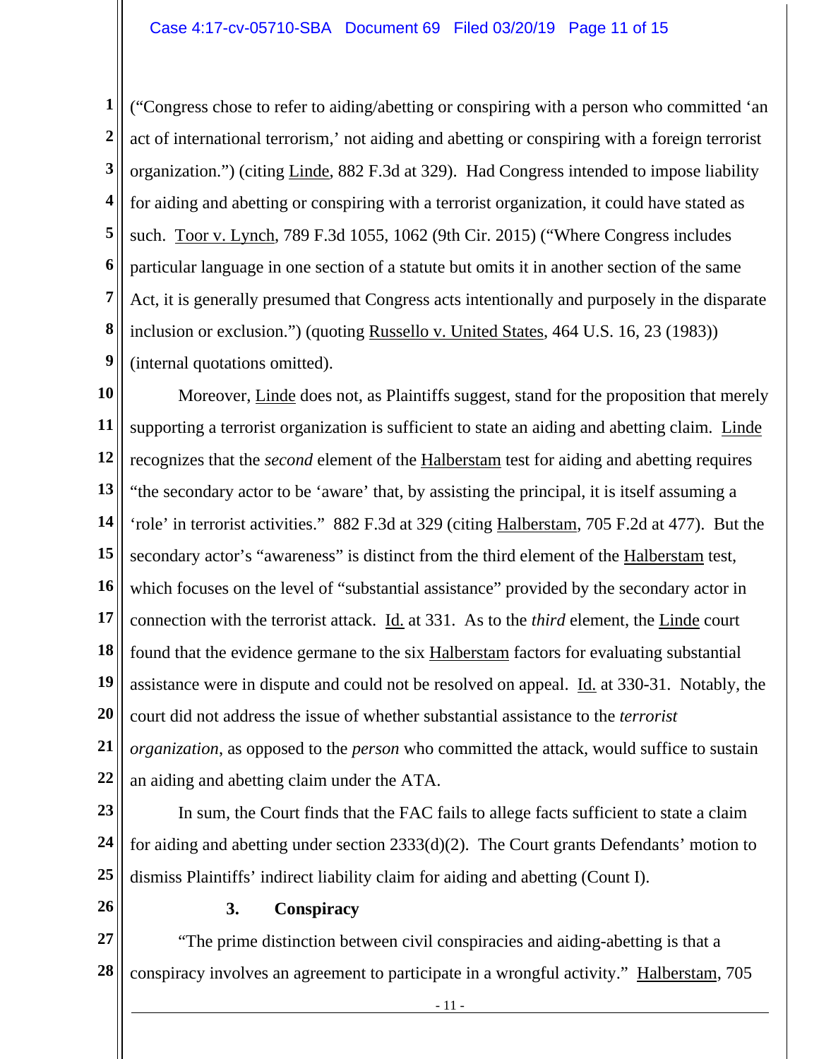("Congress chose to refer to aiding/abetting or conspiring with a person who committed 'an act of international terrorism,' not aiding and abetting or conspiring with a foreign terrorist organization.") (citing Linde, 882 F.3d at 329). Had Congress intended to impose liability for aiding and abetting or conspiring with a terrorist organization, it could have stated as such. Toor v. Lynch, 789 F.3d 1055, 1062 (9th Cir. 2015) ("Where Congress includes particular language in one section of a statute but omits it in another section of the same Act, it is generally presumed that Congress acts intentionally and purposely in the disparate inclusion or exclusion.") (quoting Russello v. United States, 464 U.S. 16, 23 (1983)) (internal quotations omitted).

Moreover, Linde does not, as Plaintiffs suggest, stand for the proposition that merely supporting a terrorist organization is sufficient to state an aiding and abetting claim. Linde recognizes that the *second* element of the Halberstam test for aiding and abetting requires "the secondary actor to be 'aware' that, by assisting the principal, it is itself assuming a 'role' in terrorist activities." 882 F.3d at 329 (citing Halberstam, 705 F.2d at 477). But the secondary actor's "awareness" is distinct from the third element of the Halberstam test, which focuses on the level of "substantial assistance" provided by the secondary actor in connection with the terrorist attack. Id. at 331. As to the *third* element, the Linde court found that the evidence germane to the six Halberstam factors for evaluating substantial assistance were in dispute and could not be resolved on appeal. Id. at 330-31. Notably, the court did not address the issue of whether substantial assistance to the *terrorist organization*, as opposed to the *person* who committed the attack, would suffice to sustain an aiding and abetting claim under the ATA.

In sum, the Court finds that the FAC fails to allege facts sufficient to state a claim for aiding and abetting under section 2333(d)(2). The Court grants Defendants' motion to dismiss Plaintiffs' indirect liability claim for aiding and abetting (Count I).

**3. Conspiracy**

"The prime distinction between civil conspiracies and aiding-abetting is that a conspiracy involves an agreement to participate in a wrongful activity." Halberstam, 705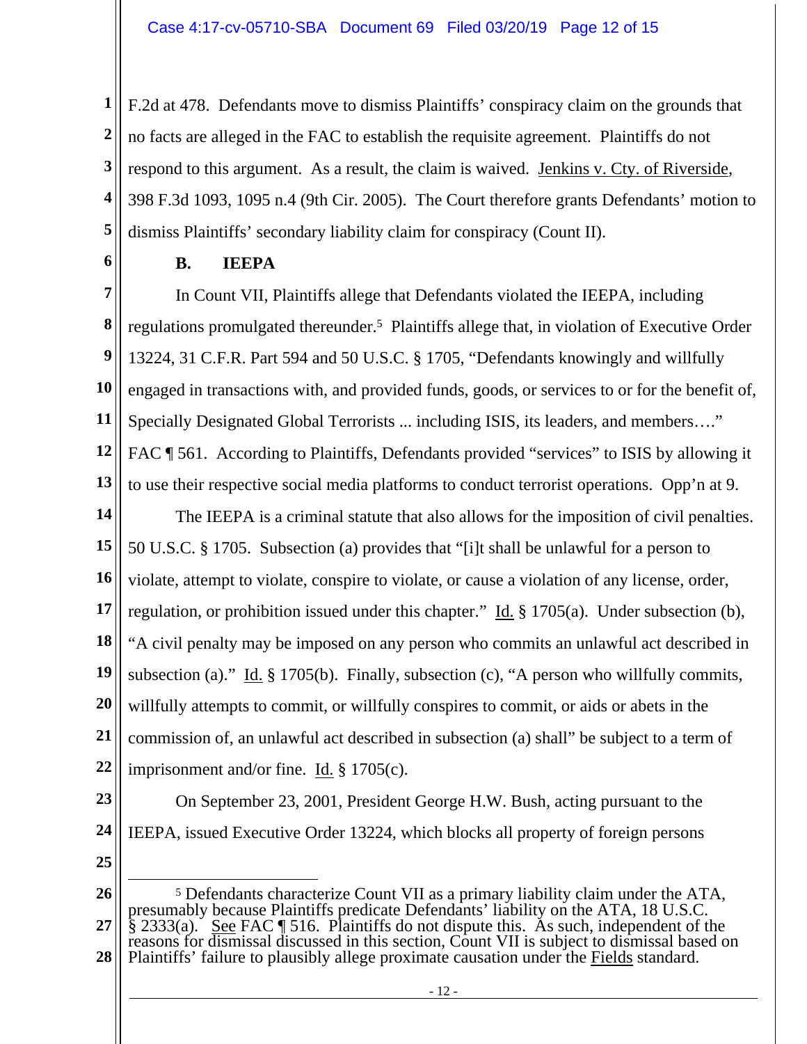F.2d at 478. Defendants move to dismiss Plaintiffs' conspiracy claim on the grounds that no facts are alleged in the FAC to establish the requisite agreement. Plaintiffs do not respond to this argument. As a result, the claim is waived. Jenkins v. Cty. of Riverside, 398 F.3d 1093, 1095 n.4 (9th Cir. 2005). The Court therefore grants Defendants' motion to dismiss Plaintiffs' secondary liability claim for conspiracy (Count II).

### B. IEEPA

In Count VII, Plaintiffs allege that Defendants violated the IEEPA, including regulations promulgated thereunder.[5] Plaintiffs allege that, in violation of Executive Order 13224, 31 C.F.R. Part 594 and 50 U.S.C. § 1705, "Defendants knowingly and willfully engaged in transactions with, and provided funds, goods, or services to or for the benefit of, Specially Designated Global Terrorists ... including ISIS, its leaders, and members…." FAC ¶ 561. According to Plaintiffs, Defendants provided "services" to ISIS by allowing it to use their respective social media platforms to conduct terrorist operations. Opp'n at 9.

The IEEPA is a criminal statute that also allows for the imposition of civil penalties. 50 U.S.C. § 1705. Subsection (a) provides that "[i]t shall be unlawful for a person to violate, attempt to violate, conspire to violate, or cause a violation of any license, order, regulation, or prohibition issued under this chapter." Id. § 1705(a). Under subsection (b), "A civil penalty may be imposed on any person who commits an unlawful act described in subsection (a)." Id. § 1705(b). Finally, subsection (c), "A person who willfully commits, willfully attempts to commit, or willfully conspires to commit, or aids or abets in the commission of, an unlawful act described in subsection (a) shall" be subject to a term of imprisonment and/or fine. Id. § 1705(c).

On September 23, 2001, President George H.W. Bush, acting pursuant to the IEEPA, issued Executive Order 13224, which blocks all property of foreign persons

---

[5] Defendants characterize Count VII as a primary liability claim under the ATA, presumably because Plaintiffs predicate Defendants' liability on the ATA, 18 U.S.C. § 2333(a). See FAC ¶ 516. Plaintiffs do not dispute this. As such, independent of the reasons for dismissal discussed in this section, Count VII is subject to dismissal based on Plaintiffs' failure to plausibly allege proximate causation under the Fields standard.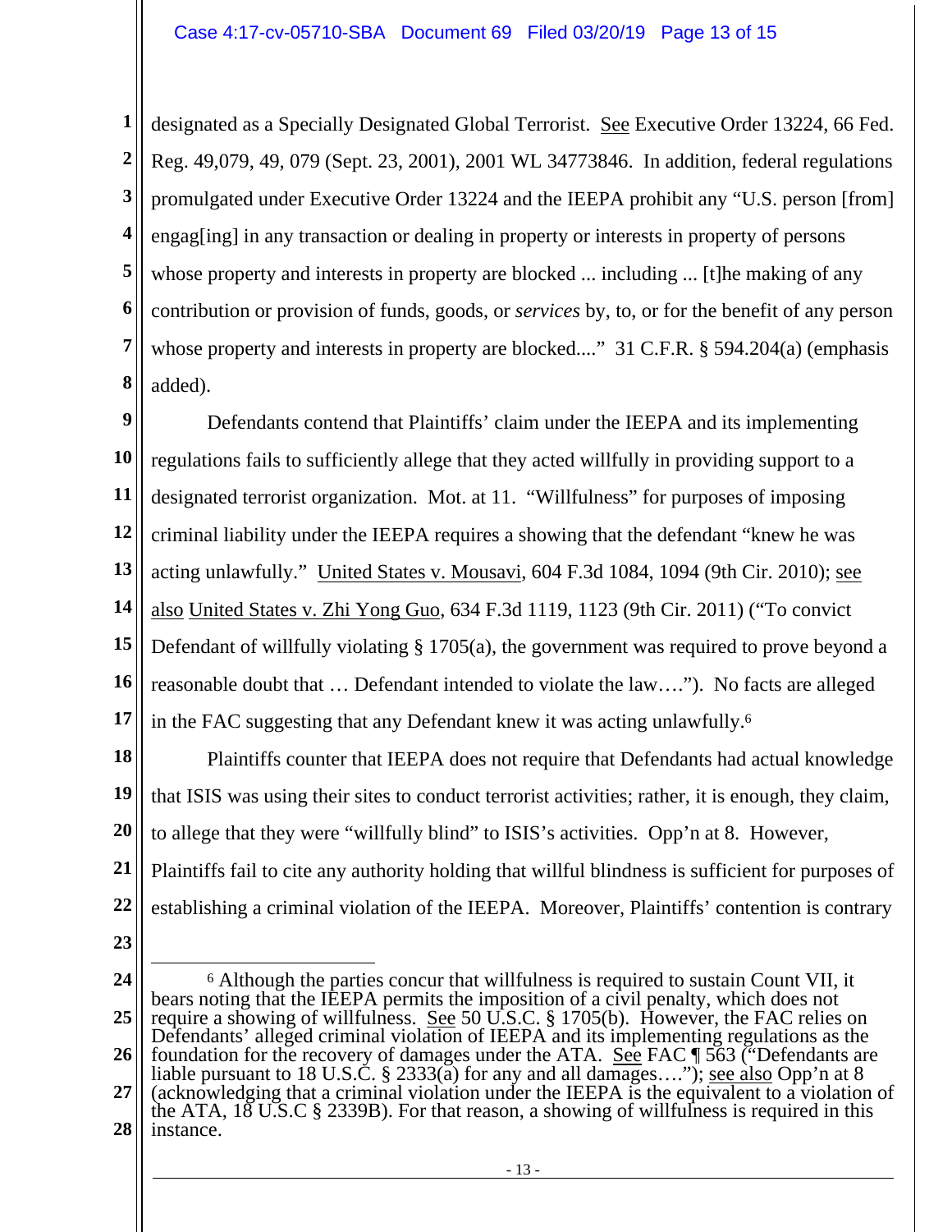designated as a Specially Designated Global Terrorist. See Executive Order 13224, 66 Fed. Reg. 49,079, 49, 079 (Sept. 23, 2001), 2001 WL 34773846. In addition, federal regulations promulgated under Executive Order 13224 and the IEEPA prohibit any "U.S. person [from] engag[ing] in any transaction or dealing in property or interests in property of persons whose property and interests in property are blocked ... including ... [t]he making of any contribution or provision of funds, goods, or *services* by, to, or for the benefit of any person whose property and interests in property are blocked...." 31 C.F.R. § 594.204(a) (emphasis added).

Defendants contend that Plaintiffs' claim under the IEEPA and its implementing regulations fails to sufficiently allege that they acted willfully in providing support to a designated terrorist organization. Mot. at 11. "Willfulness" for purposes of imposing criminal liability under the IEEPA requires a showing that the defendant "knew he was acting unlawfully." United States v. Mousavi, 604 F.3d 1084, 1094 (9th Cir. 2010); see also United States v. Zhi Yong Guo, 634 F.3d 1119, 1123 (9th Cir. 2011) ("To convict Defendant of willfully violating § 1705(a), the government was required to prove beyond a reasonable doubt that … Defendant intended to violate the law…."). No facts are alleged in the FAC suggesting that any Defendant knew it was acting unlawfully.[6]

Plaintiffs counter that IEEPA does not require that Defendants had actual knowledge that ISIS was using their sites to conduct terrorist activities; rather, it is enough, they claim, to allege that they were "willfully blind" to ISIS's activities. Opp'n at 8. However, Plaintiffs fail to cite any authority holding that willful blindness is sufficient for purposes of establishing a criminal violation of the IEEPA. Moreover, Plaintiffs' contention is contrary

---

[6] Although the parties concur that willfulness is required to sustain Count VII, it bears noting that the IEEPA permits the imposition of a civil penalty, which does not require a showing of willfulness. See 50 U.S.C. § 1705(b). However, the FAC relies on Defendants' alleged criminal violation of IEEPA and its implementing regulations as the foundation for the recovery of damages under the ATA. See FAC ¶ 563 ("Defendants are liable pursuant to 18 U.S.C. § 2333(a) for any and all damages…."); see also Opp'n at 8 (acknowledging that a criminal violation under the IEEPA is the equivalent to a violation of the ATA, 18 U.S.C § 2339B). For that reason, a showing of willfulness is required in this instance.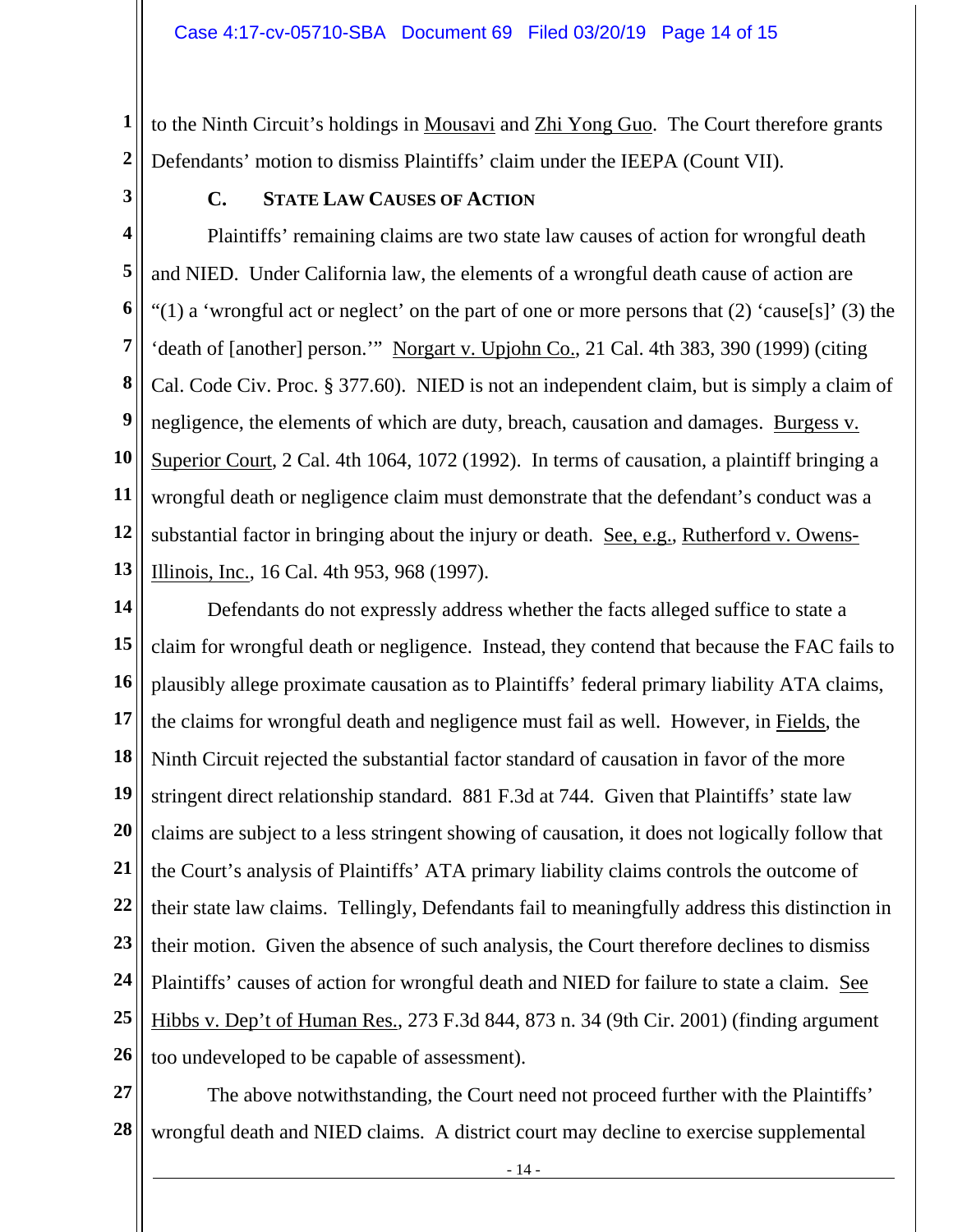to the Ninth Circuit's holdings in Mousavi and Zhi Yong Guo. The Court therefore grants Defendants' motion to dismiss Plaintiffs' claim under the IEEPA (Count VII).

### C. STATE LAW CAUSES OF ACTION

Plaintiffs' remaining claims are two state law causes of action for wrongful death and NIED. Under California law, the elements of a wrongful death cause of action are "(1) a 'wrongful act or neglect' on the part of one or more persons that (2) 'cause[s]' (3) the 'death of [another] person.'" Norgart v. Upjohn Co., 21 Cal. 4th 383, 390 (1999) (citing Cal. Code Civ. Proc. § 377.60). NIED is not an independent claim, but is simply a claim of negligence, the elements of which are duty, breach, causation and damages. Burgess v. Superior Court, 2 Cal. 4th 1064, 1072 (1992). In terms of causation, a plaintiff bringing a wrongful death or negligence claim must demonstrate that the defendant's conduct was a substantial factor in bringing about the injury or death. See, e.g., Rutherford v. Owens-Illinois, Inc., 16 Cal. 4th 953, 968 (1997).

Defendants do not expressly address whether the facts alleged suffice to state a claim for wrongful death or negligence. Instead, they contend that because the FAC fails to plausibly allege proximate causation as to Plaintiffs' federal primary liability ATA claims, the claims for wrongful death and negligence must fail as well. However, in Fields, the Ninth Circuit rejected the substantial factor standard of causation in favor of the more stringent direct relationship standard. 881 F.3d at 744. Given that Plaintiffs' state law claims are subject to a less stringent showing of causation, it does not logically follow that the Court's analysis of Plaintiffs' ATA primary liability claims controls the outcome of their state law claims. Tellingly, Defendants fail to meaningfully address this distinction in their motion. Given the absence of such analysis, the Court therefore declines to dismiss Plaintiffs' causes of action for wrongful death and NIED for failure to state a claim. See Hibbs v. Dep't of Human Res., 273 F.3d 844, 873 n. 34 (9th Cir. 2001) (finding argument too undeveloped to be capable of assessment).

The above notwithstanding, the Court need not proceed further with the Plaintiffs' wrongful death and NIED claims. A district court may decline to exercise supplemental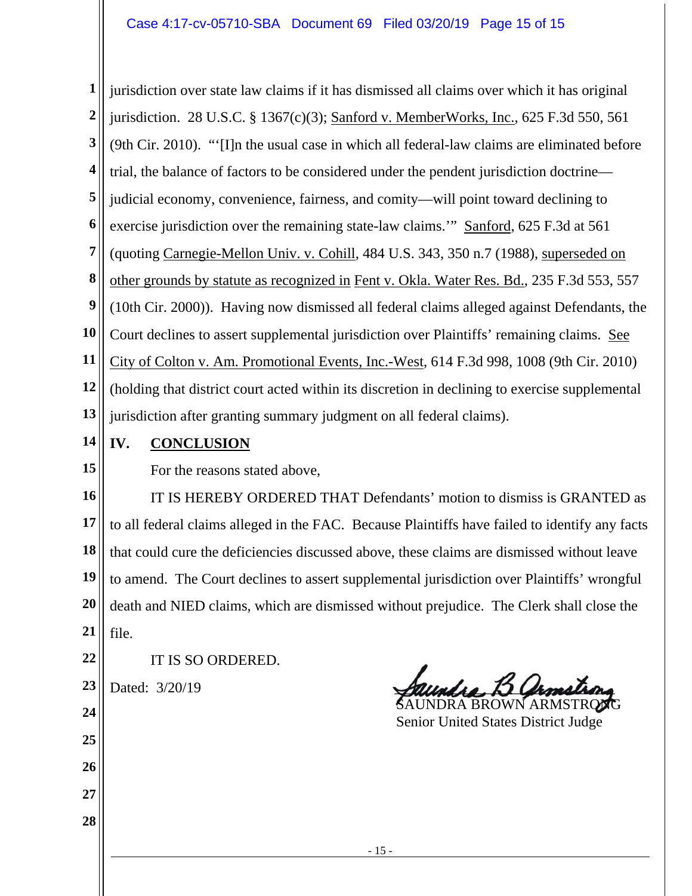jurisdiction over state law claims if it has dismissed all claims over which it has original jurisdiction. 28 U.S.C. § 1367(c)(3); Sanford v. MemberWorks, Inc., 625 F.3d 550, 561 (9th Cir. 2010). "'[I]n the usual case in which all federal-law claims are eliminated before trial, the balance of factors to be considered under the pendent jurisdiction doctrine—judicial economy, convenience, fairness, and comity—will point toward declining to exercise jurisdiction over the remaining state-law claims.'" Sanford, 625 F.3d at 561 (quoting Carnegie-Mellon Univ. v. Cohill, 484 U.S. 343, 350 n.7 (1988), superseded on other grounds by statute as recognized in Fent v. Okla. Water Res. Bd., 235 F.3d 553, 557 (10th Cir. 2000)). Having now dismissed all federal claims alleged against Defendants, the Court declines to assert supplemental jurisdiction over Plaintiffs' remaining claims. See City of Colton v. Am. Promotional Events, Inc.-West, 614 F.3d 998, 1008 (9th Cir. 2010) (holding that district court acted within its discretion in declining to exercise supplemental jurisdiction after granting summary judgment on all federal claims).

## IV. CONCLUSION

For the reasons stated above,

IT IS HEREBY ORDERED THAT Defendants' motion to dismiss is GRANTED as to all federal claims alleged in the FAC. Because Plaintiffs have failed to identify any facts that could cure the deficiencies discussed above, these claims are dismissed without leave to amend. The Court declines to assert supplemental jurisdiction over Plaintiffs' wrongful death and NIED claims, which are dismissed without prejudice. The Clerk shall close the file.

IT IS SO ORDERED.

Dated: 3/20/19

SAUNDRA BROWN ARMSTRONG
Senior United States District Judge